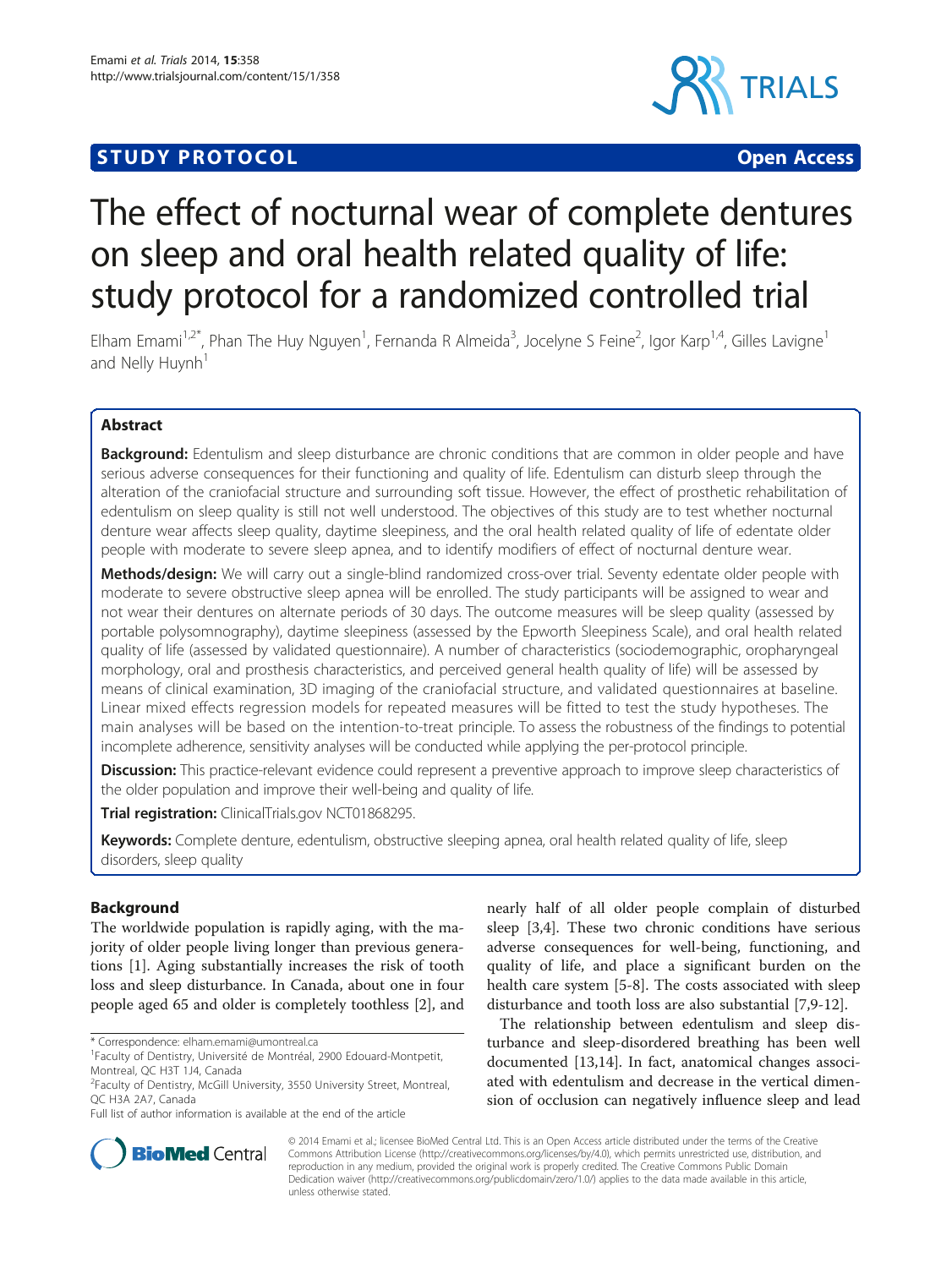STUDY PROTOCOL Open Access

# The effect of nocturnal wear of complete dentures on sleep and oral health related quality of life: study protocol for a randomized controlled trial

Elham Emami[1,2*], Phan The Huy Nguyen[1], Fernanda R Almeida[3], Jocelyne S Feine[2], Igor Karp[1,4], Gilles Lavigne[1] and Nelly Huynh[1]

## Abstract

**Background:** Edentulism and sleep disturbance are chronic conditions that are common in older people and have serious adverse consequences for their functioning and quality of life. Edentulism can disturb sleep through the alteration of the craniofacial structure and surrounding soft tissue. However, the effect of prosthetic rehabilitation of edentulism on sleep quality is still not well understood. The objectives of this study are to test whether nocturnal denture wear affects sleep quality, daytime sleepiness, and the oral health related quality of life of edentate older people with moderate to severe sleep apnea, and to identify modifiers of effect of nocturnal denture wear.

**Methods/design:** We will carry out a single-blind randomized cross-over trial. Seventy edentate older people with moderate to severe obstructive sleep apnea will be enrolled. The study participants will be assigned to wear and not wear their dentures on alternate periods of 30 days. The outcome measures will be sleep quality (assessed by portable polysomnography), daytime sleepiness (assessed by the Epworth Sleepiness Scale), and oral health related quality of life (assessed by validated questionnaire). A number of characteristics (sociodemographic, oropharyngeal morphology, oral and prosthesis characteristics, and perceived general health quality of life) will be assessed by means of clinical examination, 3D imaging of the craniofacial structure, and validated questionnaires at baseline. Linear mixed effects regression models for repeated measures will be fitted to test the study hypotheses. The main analyses will be based on the intention-to-treat principle. To assess the robustness of the findings to potential incomplete adherence, sensitivity analyses will be conducted while applying the per-protocol principle.

**Discussion:** This practice-relevant evidence could represent a preventive approach to improve sleep characteristics of the older population and improve their well-being and quality of life.

**Trial registration:** ClinicalTrials.gov NCT01868295.

**Keywords:** Complete denture, edentulism, obstructive sleeping apnea, oral health related quality of life, sleep disorders, sleep quality

## Background

The worldwide population is rapidly aging, with the majority of older people living longer than previous generations [1]. Aging substantially increases the risk of tooth loss and sleep disturbance. In Canada, about one in four people aged 65 and older is completely toothless [2], and nearly half of all older people complain of disturbed sleep [3,4]. These two chronic conditions have serious adverse consequences for well-being, functioning, and quality of life, and place a significant burden on the health care system [5-8]. The costs associated with sleep disturbance and tooth loss are also substantial [7,9-12].

The relationship between edentulism and sleep disturbance and sleep-disordered breathing has been well documented [13,14]. In fact, anatomical changes associated with edentulism and decrease in the vertical dimension of occlusion can negatively influence sleep and lead

\* Correspondence: elham.emami@umontreal.ca

[1]Faculty of Dentistry, Université de Montréal, 2900 Edouard-Montpetit, Montreal, QC H3T 1J4, Canada

[2]Faculty of Dentistry, McGill University, 3550 University Street, Montreal, QC H3A 2A7, Canada

Full list of author information is available at the end of the article

© 2014 Emami et al.; licensee BioMed Central Ltd. This is an Open Access article distributed under the terms of the Creative Commons Attribution License (http://creativecommons.org/licenses/by/4.0), which permits unrestricted use, distribution, and reproduction in any medium, provided the original work is properly credited. The Creative Commons Public Domain Dedication waiver (http://creativecommons.org/publicdomain/zero/1.0/) applies to the data made available in this article, unless otherwise stated.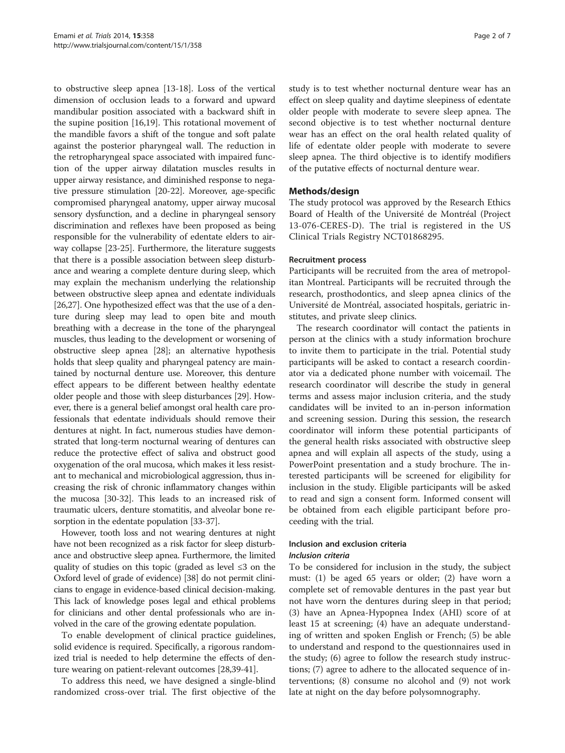to obstructive sleep apnea [13-18]. Loss of the vertical dimension of occlusion leads to a forward and upward mandibular position associated with a backward shift in the supine position [16,19]. This rotational movement of the mandible favors a shift of the tongue and soft palate against the posterior pharyngeal wall. The reduction in the retropharyngeal space associated with impaired function of the upper airway dilatation muscles results in upper airway resistance, and diminished response to negative pressure stimulation [20-22]. Moreover, age-specific compromised pharyngeal anatomy, upper airway mucosal sensory dysfunction, and a decline in pharyngeal sensory discrimination and reflexes have been proposed as being responsible for the vulnerability of edentate elders to airway collapse [23-25]. Furthermore, the literature suggests that there is a possible association between sleep disturbance and wearing a complete denture during sleep, which may explain the mechanism underlying the relationship between obstructive sleep apnea and edentate individuals [26,27]. One hypothesized effect was that the use of a denture during sleep may lead to open bite and mouth breathing with a decrease in the tone of the pharyngeal muscles, thus leading to the development or worsening of obstructive sleep apnea [28]; an alternative hypothesis holds that sleep quality and pharyngeal patency are maintained by nocturnal denture use. Moreover, this denture effect appears to be different between healthy edentate older people and those with sleep disturbances [29]. However, there is a general belief amongst oral health care professionals that edentate individuals should remove their dentures at night. In fact, numerous studies have demonstrated that long-term nocturnal wearing of dentures can reduce the protective effect of saliva and obstruct good oxygenation of the oral mucosa, which makes it less resistant to mechanical and microbiological aggression, thus increasing the risk of chronic inflammatory changes within the mucosa [30-32]. This leads to an increased risk of traumatic ulcers, denture stomatitis, and alveolar bone resorption in the edentate population [33-37].

However, tooth loss and not wearing dentures at night have not been recognized as a risk factor for sleep disturbance and obstructive sleep apnea. Furthermore, the limited quality of studies on this topic (graded as level ≤3 on the Oxford level of grade of evidence) [38] do not permit clinicians to engage in evidence-based clinical decision-making. This lack of knowledge poses legal and ethical problems for clinicians and other dental professionals who are involved in the care of the growing edentate population.

To enable development of clinical practice guidelines, solid evidence is required. Specifically, a rigorous randomized trial is needed to help determine the effects of denture wearing on patient-relevant outcomes [28,39-41].

To address this need, we have designed a single-blind randomized cross-over trial. The first objective of the study is to test whether nocturnal denture wear has an effect on sleep quality and daytime sleepiness of edentate older people with moderate to severe sleep apnea. The second objective is to test whether nocturnal denture wear has an effect on the oral health related quality of life of edentate older people with moderate to severe sleep apnea. The third objective is to identify modifiers of the putative effects of nocturnal denture wear.

## Methods/design

The study protocol was approved by the Research Ethics Board of Health of the Université de Montréal (Project 13-076-CERES-D). The trial is registered in the US Clinical Trials Registry NCT01868295.

### Recruitment process

Participants will be recruited from the area of metropolitan Montreal. Participants will be recruited through the research, prosthodontics, and sleep apnea clinics of the Université de Montréal, associated hospitals, geriatric institutes, and private sleep clinics.

The research coordinator will contact the patients in person at the clinics with a study information brochure to invite them to participate in the trial. Potential study participants will be asked to contact a research coordinator via a dedicated phone number with voicemail. The research coordinator will describe the study in general terms and assess major inclusion criteria, and the study candidates will be invited to an in-person information and screening session. During this session, the research coordinator will inform these potential participants of the general health risks associated with obstructive sleep apnea and will explain all aspects of the study, using a PowerPoint presentation and a study brochure. The interested participants will be screened for eligibility for inclusion in the study. Eligible participants will be asked to read and sign a consent form. Informed consent will be obtained from each eligible participant before proceeding with the trial.

### Inclusion and exclusion criteria

#### *Inclusion criteria*

To be considered for inclusion in the study, the subject must: (1) be aged 65 years or older; (2) have worn a complete set of removable dentures in the past year but not have worn the dentures during sleep in that period; (3) have an Apnea-Hypopnea Index (AHI) score of at least 15 at screening; (4) have an adequate understanding of written and spoken English or French; (5) be able to understand and respond to the questionnaires used in the study; (6) agree to follow the research study instructions; (7) agree to adhere to the allocated sequence of interventions; (8) consume no alcohol and (9) not work late at night on the day before polysomnography.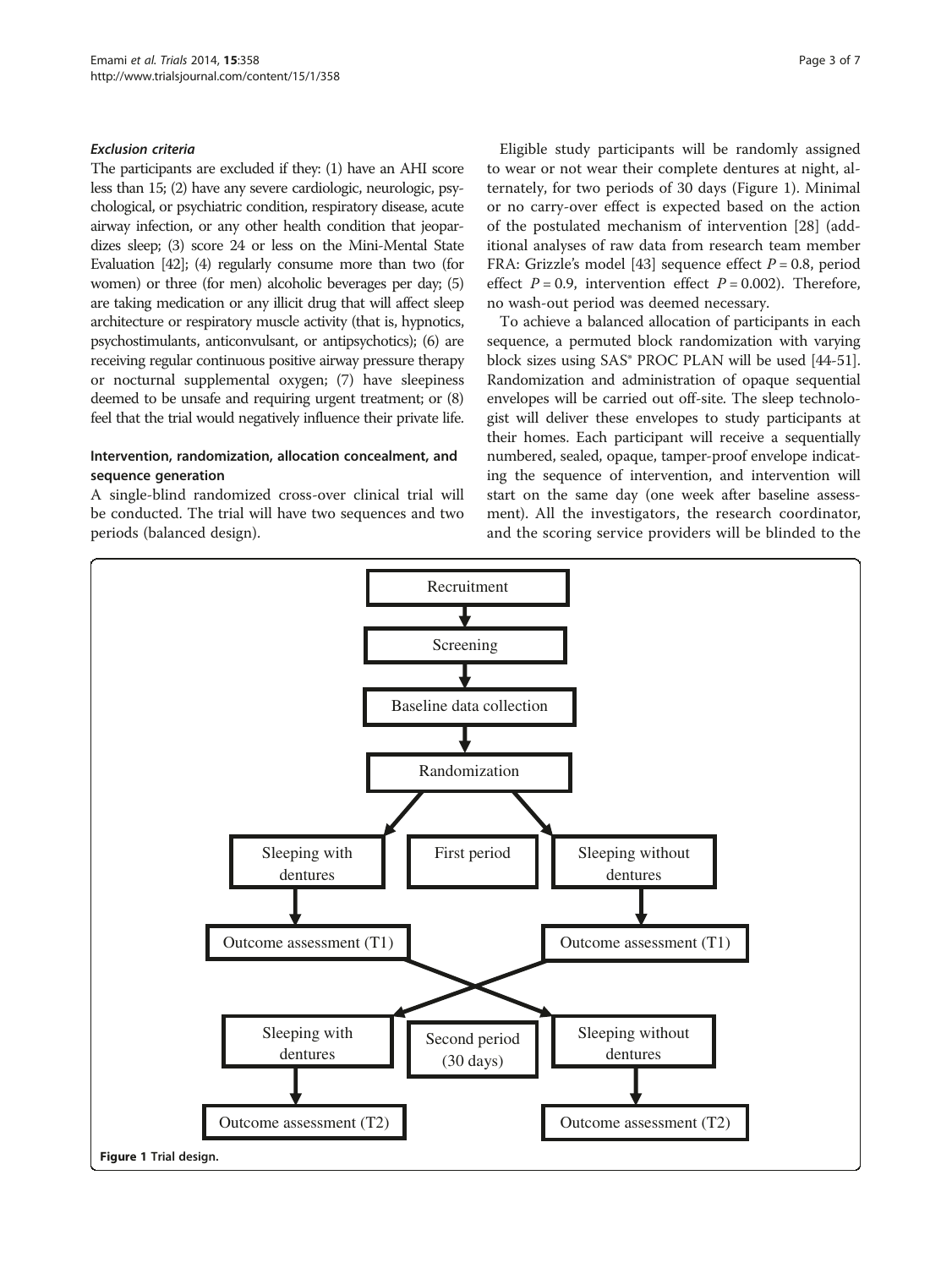#### *Exclusion criteria*

The participants are excluded if they: (1) have an AHI score less than 15; (2) have any severe cardiologic, neurologic, psychological, or psychiatric condition, respiratory disease, acute airway infection, or any other health condition that jeopardizes sleep; (3) score 24 or less on the Mini-Mental State Evaluation [42]; (4) regularly consume more than two (for women) or three (for men) alcoholic beverages per day; (5) are taking medication or any illicit drug that will affect sleep architecture or respiratory muscle activity (that is, hypnotics, psychostimulants, anticonvulsant, or antipsychotics); (6) are receiving regular continuous positive airway pressure therapy or nocturnal supplemental oxygen; (7) have sleepiness deemed to be unsafe and requiring urgent treatment; or (8) feel that the trial would negatively influence their private life.

### Intervention, randomization, allocation concealment, and sequence generation

A single-blind randomized cross-over clinical trial will be conducted. The trial will have two sequences and two periods (balanced design).

Eligible study participants will be randomly assigned to wear or not wear their complete dentures at night, alternately, for two periods of 30 days (Figure 1). Minimal or no carry-over effect is expected based on the action of the postulated mechanism of intervention [28] (additional analyses of raw data from research team member FRA: Grizzle's model [43] sequence effect $P = 0.8$, period effect $P = 0.9$, intervention effect $P = 0.002$). Therefore, no wash-out period was deemed necessary.

To achieve a balanced allocation of participants in each sequence, a permuted block randomization with varying block sizes using SAS® PROC PLAN will be used [44-51]. Randomization and administration of opaque sequential envelopes will be carried out off-site. The sleep technologist will deliver these envelopes to study participants at their homes. Each participant will receive a sequentially numbered, sealed, opaque, tamper-proof envelope indicating the sequence of intervention, and intervention will start on the same day (one week after baseline assessment). All the investigators, the research coordinator, and the scoring service providers will be blinded to the

Recruitment → Screening → Baseline data collection → Randomization

First period: Sleeping with dentures → Outcome assessment (T1); Sleeping without dentures → Outcome assessment (T1)

Second period (30 days): Sleeping with dentures → Outcome assessment (T2); Sleeping without dentures → Outcome assessment (T2)

**Figure 1** Trial design.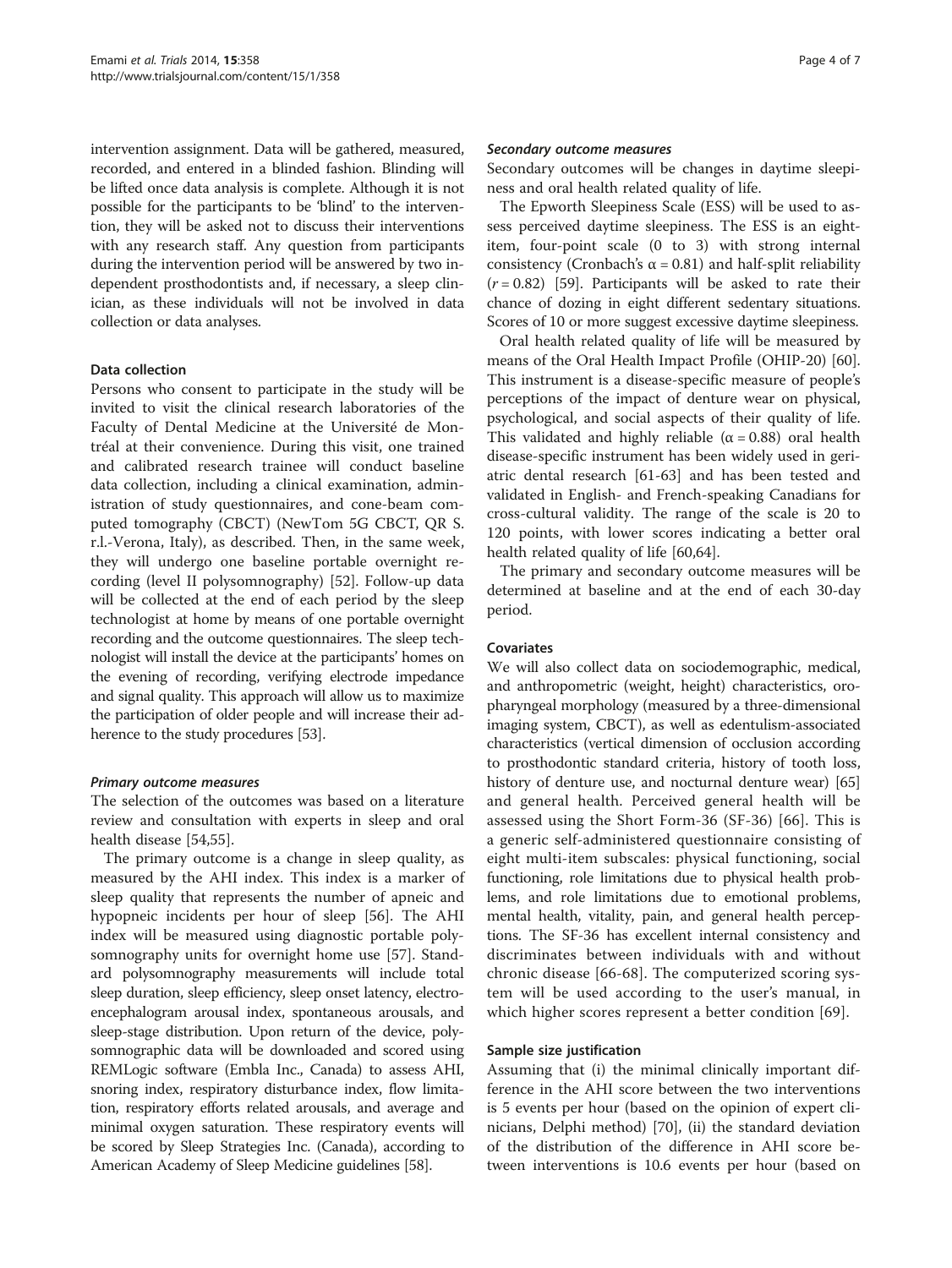intervention assignment. Data will be gathered, measured, recorded, and entered in a blinded fashion. Blinding will be lifted once data analysis is complete. Although it is not possible for the participants to be 'blind' to the intervention, they will be asked not to discuss their interventions with any research staff. Any question from participants during the intervention period will be answered by two independent prosthodontists and, if necessary, a sleep clinician, as these individuals will not be involved in data collection or data analyses.

### Data collection

Persons who consent to participate in the study will be invited to visit the clinical research laboratories of the Faculty of Dental Medicine at the Université de Montréal at their convenience. During this visit, one trained and calibrated research trainee will conduct baseline data collection, including a clinical examination, administration of study questionnaires, and cone-beam computed tomography (CBCT) (NewTom 5G CBCT, QR S. r.l.-Verona, Italy), as described. Then, in the same week, they will undergo one baseline portable overnight recording (level II polysomnography) [52]. Follow-up data will be collected at the end of each period by the sleep technologist at home by means of one portable overnight recording and the outcome questionnaires. The sleep technologist will install the device at the participants' homes on the evening of recording, verifying electrode impedance and signal quality. This approach will allow us to maximize the participation of older people and will increase their adherence to the study procedures [53].

#### *Primary outcome measures*

The selection of the outcomes was based on a literature review and consultation with experts in sleep and oral health disease [54,55].

The primary outcome is a change in sleep quality, as measured by the AHI index. This index is a marker of sleep quality that represents the number of apneic and hypopneic incidents per hour of sleep [56]. The AHI index will be measured using diagnostic portable polysomnography units for overnight home use [57]. Standard polysomnography measurements will include total sleep duration, sleep efficiency, sleep onset latency, electroencephalogram arousal index, spontaneous arousals, and sleep-stage distribution. Upon return of the device, polysomnographic data will be downloaded and scored using REMLogic software (Embla Inc., Canada) to assess AHI, snoring index, respiratory disturbance index, flow limitation, respiratory efforts related arousals, and average and minimal oxygen saturation. These respiratory events will be scored by Sleep Strategies Inc. (Canada), according to American Academy of Sleep Medicine guidelines [58].

#### *Secondary outcome measures*

Secondary outcomes will be changes in daytime sleepiness and oral health related quality of life.

The Epworth Sleepiness Scale (ESS) will be used to assess perceived daytime sleepiness. The ESS is an eight-item, four-point scale (0 to 3) with strong internal consistency (Cronbach's $\alpha = 0.81$) and half-split reliability ($r = 0.82$) [59]. Participants will be asked to rate their chance of dozing in eight different sedentary situations. Scores of 10 or more suggest excessive daytime sleepiness.

Oral health related quality of life will be measured by means of the Oral Health Impact Profile (OHIP-20) [60]. This instrument is a disease-specific measure of people's perceptions of the impact of denture wear on physical, psychological, and social aspects of their quality of life. This validated and highly reliable ($\alpha = 0.88$) oral health disease-specific instrument has been widely used in geriatric dental research [61-63] and has been tested and validated in English- and French-speaking Canadians for cross-cultural validity. The range of the scale is 20 to 120 points, with lower scores indicating a better oral health related quality of life [60,64].

The primary and secondary outcome measures will be determined at baseline and at the end of each 30-day period.

### Covariates

We will also collect data on sociodemographic, medical, and anthropometric (weight, height) characteristics, oropharyngeal morphology (measured by a three-dimensional imaging system, CBCT), as well as edentulism-associated characteristics (vertical dimension of occlusion according to prosthodontic standard criteria, history of tooth loss, history of denture use, and nocturnal denture wear) [65] and general health. Perceived general health will be assessed using the Short Form-36 (SF-36) [66]. This is a generic self-administered questionnaire consisting of eight multi-item subscales: physical functioning, social functioning, role limitations due to physical health problems, and role limitations due to emotional problems, mental health, vitality, pain, and general health perceptions. The SF-36 has excellent internal consistency and discriminates between individuals with and without chronic disease [66-68]. The computerized scoring system will be used according to the user's manual, in which higher scores represent a better condition [69].

### Sample size justification

Assuming that (i) the minimal clinically important difference in the AHI score between the two interventions is 5 events per hour (based on the opinion of expert clinicians, Delphi method) [70], (ii) the standard deviation of the distribution of the difference in AHI score between interventions is 10.6 events per hour (based on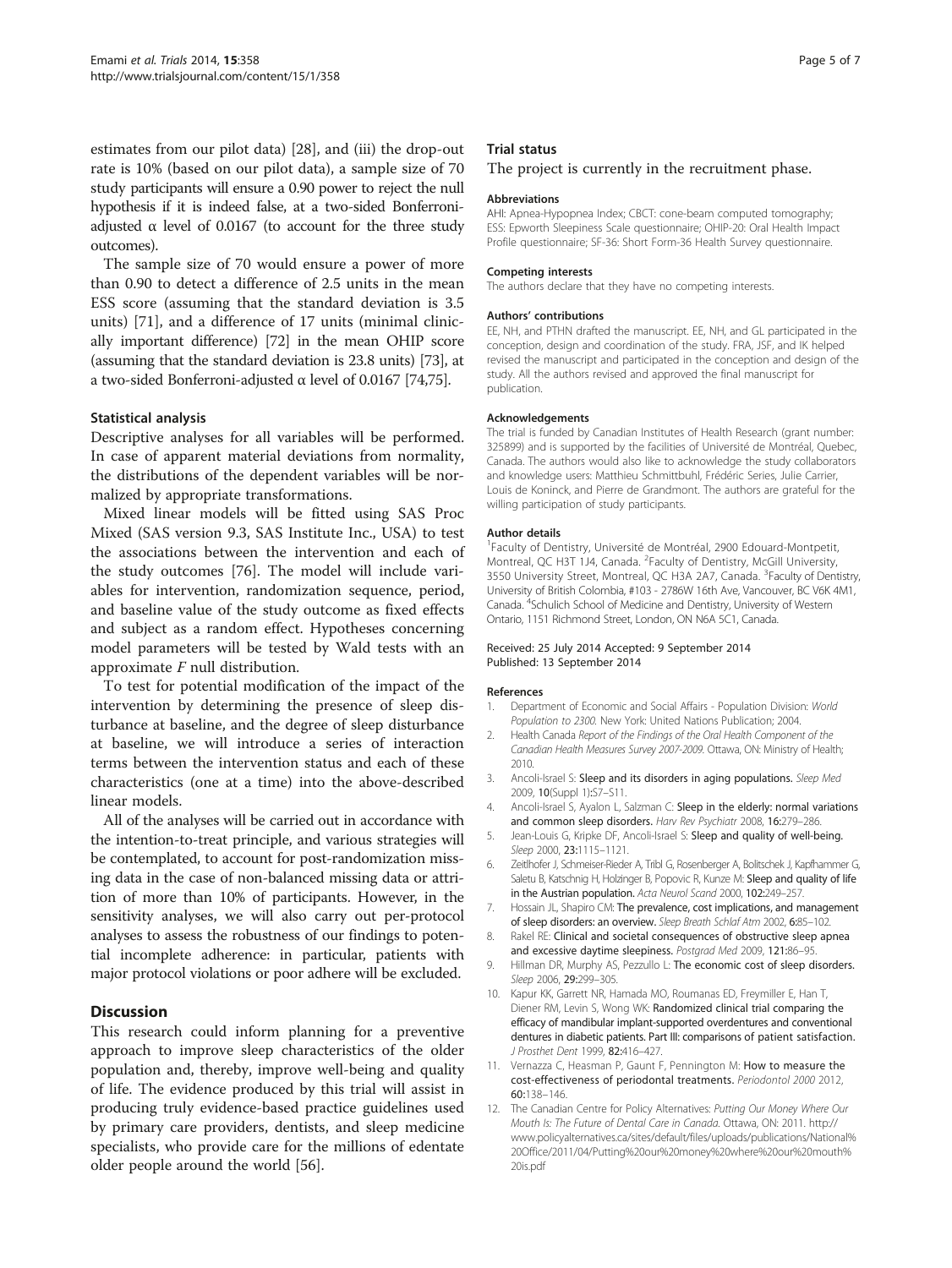estimates from our pilot data) [28], and (iii) the drop-out rate is 10% (based on our pilot data), a sample size of 70 study participants will ensure a 0.90 power to reject the null hypothesis if it is indeed false, at a two-sided Bonferroni-adjusted α level of 0.0167 (to account for the three study outcomes).

The sample size of 70 would ensure a power of more than 0.90 to detect a difference of 2.5 units in the mean ESS score (assuming that the standard deviation is 3.5 units) [71], and a difference of 17 units (minimal clinically important difference) [72] in the mean OHIP score (assuming that the standard deviation is 23.8 units) [73], at a two-sided Bonferroni-adjusted α level of 0.0167 [74,75].

### Statistical analysis

Descriptive analyses for all variables will be performed. In case of apparent material deviations from normality, the distributions of the dependent variables will be normalized by appropriate transformations.

Mixed linear models will be fitted using SAS Proc Mixed (SAS version 9.3, SAS Institute Inc., USA) to test the associations between the intervention and each of the study outcomes [76]. The model will include variables for intervention, randomization sequence, period, and baseline value of the study outcome as fixed effects and subject as a random effect. Hypotheses concerning model parameters will be tested by Wald tests with an approximate $F$ null distribution.

To test for potential modification of the impact of the intervention by determining the presence of sleep disturbance at baseline, and the degree of sleep disturbance at baseline, we will introduce a series of interaction terms between the intervention status and each of these characteristics (one at a time) into the above-described linear models.

All of the analyses will be carried out in accordance with the intention-to-treat principle, and various strategies will be contemplated, to account for post-randomization missing data in the case of non-balanced missing data or attrition of more than 10% of participants. However, in the sensitivity analyses, we will also carry out per-protocol analyses to assess the robustness of our findings to potential incomplete adherence: in particular, patients with major protocol violations or poor adhere will be excluded.

## Discussion

This research could inform planning for a preventive approach to improve sleep characteristics of the older population and, thereby, improve well-being and quality of life. The evidence produced by this trial will assist in producing truly evidence-based practice guidelines used by primary care providers, dentists, and sleep medicine specialists, who provide care for the millions of edentate older people around the world [56].

## Trial status

The project is currently in the recruitment phase.

#### Abbreviations

AHI: Apnea-Hypopnea Index; CBCT: cone-beam computed tomography; ESS: Epworth Sleepiness Scale questionnaire; OHIP-20: Oral Health Impact Profile questionnaire; SF-36: Short Form-36 Health Survey questionnaire.

#### Competing interests

The authors declare that they have no competing interests.

#### Authors' contributions

EE, NH, and PTHN drafted the manuscript. EE, NH, and GL participated in the conception, design and coordination of the study. FRA, JSF, and IK helped revised the manuscript and participated in the conception and design of the study. All the authors revised and approved the final manuscript for publication.

#### Acknowledgements

The trial is funded by Canadian Institutes of Health Research (grant number: 325899) and is supported by the facilities of Université de Montréal, Quebec, Canada. The authors would also like to acknowledge the study collaborators and knowledge users: Matthieu Schmittbuhl, Frédéric Series, Julie Carrier, Louis de Koninck, and Pierre de Grandmont. The authors are grateful for the willing participation of study participants.

#### Author details

[1]Faculty of Dentistry, Université de Montréal, 2900 Edouard-Montpetit, Montreal, QC H3T 1J4, Canada. [2]Faculty of Dentistry, McGill University, 3550 University Street, Montreal, QC H3A 2A7, Canada. [3]Faculty of Dentistry, University of British Colombia, #103 - 2786W 16th Ave, Vancouver, BC V6K 4M1, Canada. [4]Schulich School of Medicine and Dentistry, University of Western Ontario, 1151 Richmond Street, London, ON N6A 5C1, Canada.

Received: 25 July 2014 Accepted: 9 September 2014
Published: 13 September 2014

#### References

1. Department of Economic and Social Affairs - Population Division: *World Population to 2300*. New York: United Nations Publication; 2004.
2. Health Canada *Report of the Findings of the Oral Health Component of the Canadian Health Measures Survey 2007-2009*. Ottawa, ON: Ministry of Health; 2010.
3. Ancoli-Israel S: **Sleep and its disorders in aging populations.** *Sleep Med* 2009, **10**(Suppl 1):S7–S11.
4. Ancoli-Israel S, Ayalon L, Salzman C: **Sleep in the elderly: normal variations and common sleep disorders.** *Harv Rev Psychiatr* 2008, **16:**279–286.
5. Jean-Louis G, Kripke DF, Ancoli-Israel S: **Sleep and quality of well-being.** *Sleep* 2000, **23:**1115–1121.
6. Zeitlhofer J, Schmeiser-Rieder A, Tribl G, Rosenberger A, Bolitschek J, Kapfhammer G, Saletu B, Katschnig H, Holzinger B, Popovic R, Kunze M: **Sleep and quality of life in the Austrian population.** *Acta Neurol Scand* 2000, **102:**249–257.
7. Hossain JL, Shapiro CM: **The prevalence, cost implications, and management of sleep disorders: an overview.** *Sleep Breath Schlaf Atm* 2002, **6:**85–102.
8. Rakel RE: **Clinical and societal consequences of obstructive sleep apnea and excessive daytime sleepiness.** *Postgrad Med* 2009, **121:**86–95.
9. Hillman DR, Murphy AS, Pezzullo L: **The economic cost of sleep disorders.** *Sleep* 2006, **29:**299–305.
10. Kapur KK, Garrett NR, Hamada MO, Roumanas ED, Freymiller E, Han T, Diener RM, Levin S, Wong WK: **Randomized clinical trial comparing the efficacy of mandibular implant-supported overdentures and conventional dentures in diabetic patients. Part III: comparisons of patient satisfaction.** *J Prosthet Dent* 1999, **82:**416–427.
11. Vernazza C, Heasman P, Gaunt F, Pennington M: **How to measure the cost-effectiveness of periodontal treatments.** *Periodontol 2000* 2012, **60:**138–146.
12. The Canadian Centre for Policy Alternatives: *Putting Our Money Where Our Mouth Is: The Future of Dental Care in Canada*. Ottawa, ON: 2011. http://www.policyalternatives.ca/sites/default/files/uploads/publications/National%20Office/2011/04/Putting%20our%20money%20where%20our%20mouth%20is.pdf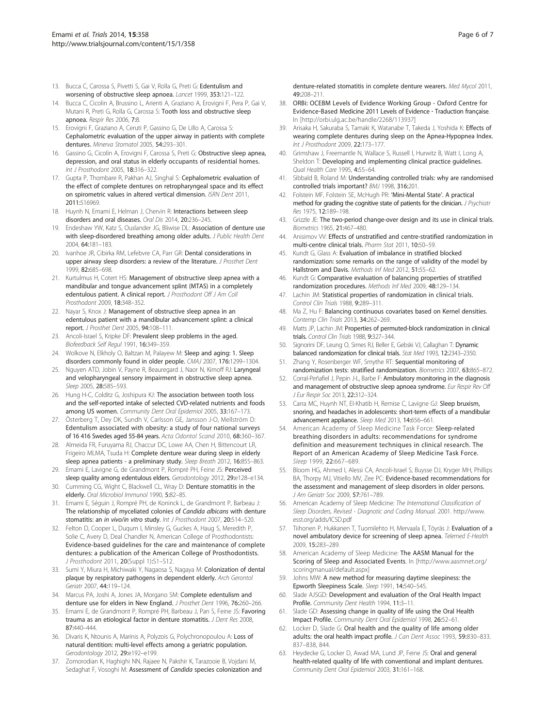13. Bucca C, Carossa S, Pivetti S, Gai V, Rolla G, Preti G: **Edentulism and worsening of obstructive sleep apnoea.** *Lancet* 1999, **353:**121–122.
14. Bucca C, Cicolin A, Brussino L, Arienti A, Graziano A, Erovigni F, Pera P, Gai V, Mutani R, Preti G, Rolla G, Carossa S: **Tooth loss and obstructive sleep apnoea.** *Respir Res* 2006, **7:**8.
15. Erovigni F, Graziano A, Ceruti P, Gassino G, De Lillo A, Carossa S: **Cephalometric evaluation of the upper airway in patients with complete dentures.** *Minerva Stomatol* 2005, **54:**293–301.
16. Gassino G, Cicolin A, Erovigni F, Carossa S, Preti G: **Obstructive sleep apnea, depression, and oral status in elderly occupants of residential homes.** *Int J Prosthodont* 2005, **18:**316–322.
17. Gupta P, Thombare R, Pakhan AJ, Singhal S: **Cephalometric evaluation of the effect of complete dentures on retropharyngeal space and its effect on spirometric values in altered vertical dimension.** *ISRN Dent* 2011, **2011:**516969.
18. Huynh N, Emami E, Helman J, Chervin R: **Interactions between sleep disorders and oral diseases.** *Oral Dis* 2014, **20:**236–245.
19. Endeshaw YW, Katz S, Ouslander JG, Bliwise DL: **Association of denture use with sleep-disordered breathing among older adults.** *J Public Health Dent* 2004, **64:**181–183.
20. Ivanhoe JR, Cibirka RM, Lefebvre CA, Parr GR: **Dental considerations in upper airway sleep disorders: a review of the literature.** *J Prosthet Dent* 1999, **82:**685–698.
21. Kurtulmus H, Cotert HS: **Management of obstructive sleep apnea with a mandibular and tongue advancement splint (MTAS) in a completely edentulous patient. A clinical report.** *J Prosthodont Off J Am Coll Prosthodont* 2009, **18:**348–352.
22. Nayar S, Knox J: **Management of obstructive sleep apnea in an edentulous patient with a mandibular advancement splint: a clinical report.** *J Prosthet Dent* 2005, **94:**108–111.
23. Ancoli-Israel S, Kripke DF: **Prevalent sleep problems in the aged.** *Biofeedback Self Regul* 1991, **16:**349–359.
24. Wolkove N, Elkholy O, Baltzan M, Palayew M: **Sleep and aging: 1. Sleep disorders commonly found in older people.** *CMAJ* 2007, **176:**1299–1304.
25. Nguyen ATD, Jobin V, Payne R, Beauregard J, Naor N, Kimoff RJ: **Laryngeal and velopharyngeal sensory impairment in obstructive sleep apnea.** *Sleep* 2005, **28:**585–593.
26. Hung H-C, Colditz G, Joshipura KJ: **The association between tooth loss and the self-reported intake of selected CVD-related nutrients and foods among US women.** *Community Dent Oral Epidemiol* 2005, **33:**167–173.
27. Österberg T, Dey DK, Sundh V, Carlsson GE, Jansson J-O, Mellström D: **Edentulism associated with obesity: a study of four national surveys of 16 416 Swedes aged 55-84 years.** *Acta Odontol Scand* 2010, **68:**360–367.
28. Almeida FR, Furuyama RJ, Chaccur DC, Lowe AA, Chen H, Bittencourt LR, Frigeiro MLMA, Tsuda H: **Complete denture wear during sleep in elderly sleep apnea patients - a preliminary study.** *Sleep Breath* 2012, **16:**855–863.
29. Emami E, Lavigne G, de Grandmont P, Rompré PH, Feine JS: **Perceived sleep quality among edentulous elders.** *Gerodontology* 2012, **29:**e128–e134.
30. Cumming CG, Wight C, Blackwell CL, Wray D: **Denture stomatitis in the elderly.** *Oral Microbiol Immunol* 1990, **5:**82–85.
31. Emami E, Séguin J, Rompré PH, de Koninck L, de Grandmont P, Barbeau J: **The relationship of myceliated colonies of *Candida albicans* with denture stomatitis: an *in vivo/in vitro* study.** *Int J Prosthodont* 2007, **20:**514–520.
32. Felton D, Cooper L, Duqum I, Minsley G, Guckes A, Haug S, Meredith P, Solie C, Avery D, Deal Chandler N, American College of Prosthodontists: **Evidence-based guidelines for the care and maintenance of complete dentures: a publication of the American College of Prosthodontists.** *J Prosthodont* 2011, **20**(Suppl 1)**:**S1–S12.
33. Sumi Y, Miura H, Michiwaki Y, Nagaosa S, Nagaya M: **Colonization of dental plaque by respiratory pathogens in dependent elderly.** *Arch Gerontol Geriatr* 2007, **44:**119–124.
34. Marcus PA, Joshi A, Jones JA, Morgano SM: **Complete edentulism and denture use for elders in New England.** *J Prosthet Dent* 1996, **76:**260–266.
35. Emami E, de Grandmont P, Rompré PH, Barbeau J, Pan S, Feine JS: **Favoring trauma as an etiological factor in denture stomatitis.** *J Dent Res* 2008, **87:**440–444.
36. Divaris K, Ntounis A, Marinis A, Polyzois G, Polychronopoulou A: **Loss of natural dentition: multi-level effects among a geriatric population.** *Gerodontology* 2012, **29:**e192–e199.
37. Zomorodian K, Haghighi NN, Rajaee N, Pakshir K, Tarazooie B, Vojdani M, Sedaghat F, Vosoghi M: **Assessment of *Candida* species colonization and denture-related stomatitis in complete denture wearers.** *Med Mycol* 2011, **49:**208–211.
38. ORBi: **OCEBM Levels of Evidence Working Group - Oxford Centre for Evidence-Based Medicine 2011 Levels of Evidence - Traduction française**. In [http://orbi.ulg.ac.be/handle/2268/113937]
39. Arisaka H, Sakuraba S, Tamaki K, Watanabe T, Takeda J, Yoshida K: **Effects of wearing complete dentures during sleep on the Apnea-Hypopnea Index.** *Int J Prosthodont* 2009, **22:**173–177.
40. Grimshaw J, Freemantle N, Wallace S, Russell I, Hurwitz B, Watt I, Long A, Sheldon T: **Developing and implementing clinical practice guidelines.** *Qual Health Care* 1995, **4:**55–64.
41. Sibbald B, Roland M: **Understanding controlled trials: why are randomised controlled trials important?** *BMJ* 1998, **316:**201.
42. Folstein MF, Folstein SE, McHugh PR: **'Mini-Mental State'. A practical method for grading the cognitive state of patients for the clinician.** *J Psychiatr Res* 1975, **12:**189–198.
43. Grizzle JE: **The two-period change-over design and its use in clinical trials.** *Biometrics* 1965, **21:**467–480.
44. Anisimov VV: **Effects of unstratified and centre-stratified randomization in multi-centre clinical trials.** *Pharm Stat* 2011, **10:**50–59.
45. Kundt G, Glass A: **Evaluation of imbalance in stratified blocked randomization: some remarks on the range of validity of the model by Hallstrom and Davis.** *Methods Inf Med* 2012, **51:**55–62.
46. Kundt G: **Comparative evaluation of balancing properties of stratified randomization procedures.** *Methods Inf Med* 2009, **48:**129–134.
47. Lachin JM: **Statistical properties of randomization in clinical trials.** *Control Clin Trials* 1988, **9:**289–311.
48. Ma Z, Hu F: **Balancing continuous covariates based on Kernel densities.** *Contemp Clin Trials* 2013, **34:**262–269.
49. Matts JP, Lachin JM: **Properties of permuted-block randomization in clinical trials.** *Control Clin Trials* 1988, **9:**327–344.
50. Signorini DF, Leung O, Simes RJ, Beller E, Gebski VJ, Callaghan T: **Dynamic balanced randomization for clinical trials.** *Stat Med* 1993, **12:**2343–2350.
51. Zhang Y, Rosenberger WF, Smythe RT: **Sequential monitoring of randomization tests: stratified randomization.** *Biometrics* 2007, **63:**865–872.
52. Corral-Peñafiel J, Pepin J-L, Barbe F: **Ambulatory monitoring in the diagnosis and management of obstructive sleep apnoea syndrome.** *Eur Respir Rev Off J Eur Respir Soc* 2013, **22:**312–324.
53. Carra MC, Huynh NT, El-Khatib H, Remise C, Lavigne GJ: **Sleep bruxism, snoring, and headaches in adolescents: short-term effects of a mandibular advancement appliance.** *Sleep Med* 2013, **14:**656–661.
54. American Academy of Sleep Medicine Task Force: **Sleep-related breathing disorders in adults: recommendations for syndrome definition and measurement techniques in clinical research. The Report of an American Academy of Sleep Medicine Task Force.** *Sleep* 1999, **22:**667–689.
55. Bloom HG, Ahmed I, Alessi CA, Ancoli-Israel S, Buysse DJ, Kryger MH, Phillips BA, Thorpy MJ, Vitiello MV, Zee PC: **Evidence-based recommendations for the assessment and management of sleep disorders in older persons.** *J Am Geriatr Soc* 2009, **57:**761–789.
56. American Academy of Sleep Medicine: *The International Classification of Sleep Disorders, Revised - Diagnostic and Coding Manual.* 2001. http://www.esst.org/adds/ICSD.pdf
57. Tiihonen P, Hukkanen T, Tuomilehto H, Mervaala E, Töyräs J: **Evaluation of a novel ambulatory device for screening of sleep apnea.** *Telemed E-Health* 2009, **15:**283–289.
58. American Academy of Sleep Medicine: **The AASM Manual for the Scoring of Sleep and Associated Events**. In [http://www.aasmnet.org/scoringmanual/default.aspx]
59. Johns MW: **A new method for measuring daytime sleepiness: the Epworth Sleepiness Scale.** *Sleep* 1991, **14:**540–545.
60. Slade AJSGD: **Development and evaluation of the Oral Health Impact Profile.** *Community Dent Health* 1994, **11:**3–11.
61. Slade GD: **Assessing change in quality of life using the Oral Health Impact Profile.** *Community Dent Oral Epidemiol* 1998, **26:**52–61.
62. Locker D, Slade G: **Oral health and the quality of life among older adults: the oral health impact profile.** *J Can Dent Assoc* 1993, **59:**830–833. 837–838, 844.
63. Heydecke G, Locker D, Awad MA, Lund JP, Feine JS: **Oral and general health-related quality of life with conventional and implant dentures.** *Community Dent Oral Epidemiol* 2003, **31:**161–168.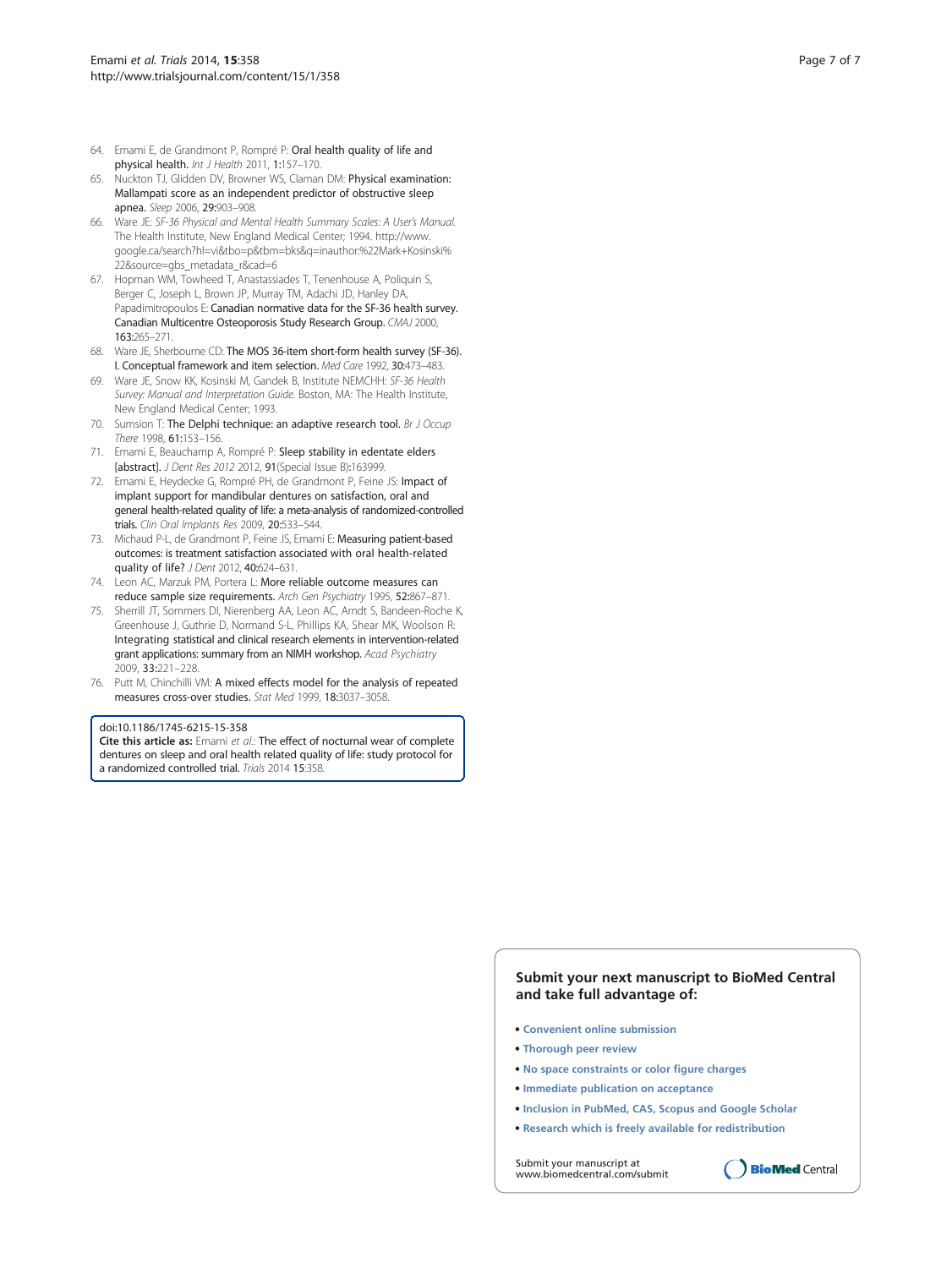64. Emami E, de Grandmont P, Rompré P: **Oral health quality of life and physical health.** *Int J Health* 2011, **1**:157–170.
65. Nuckton TJ, Glidden DV, Browner WS, Claman DM: **Physical examination: Mallampati score as an independent predictor of obstructive sleep apnea.** *Sleep* 2006, **29**:903–908.
66. Ware JE: *SF-36 Physical and Mental Health Summary Scales: A User's Manual.* The Health Institute, New England Medical Center; 1994. http://www.google.ca/search?hl=vi&tbo=p&tbm=bks&q=inauthor:%22Mark+Kosinski%22&source=gbs_metadata_r&cad=6
67. Hopman WM, Towheed T, Anastassiades T, Tenenhouse A, Poliquin S, Berger C, Joseph L, Brown JP, Murray TM, Adachi JD, Hanley DA, Papadimitropoulos E: **Canadian normative data for the SF-36 health survey. Canadian Multicentre Osteoporosis Study Research Group.** *CMAJ* 2000, **163**:265–271.
68. Ware JE, Sherbourne CD: **The MOS 36-item short-form health survey (SF-36). I. Conceptual framework and item selection.** *Med Care* 1992, **30**:473–483.
69. Ware JE, Snow KK, Kosinski M, Gandek B, Institute NEMCHH: *SF-36 Health Survey: Manual and Interpretation Guide.* Boston, MA: The Health Institute, New England Medical Center; 1993.
70. Sumsion T: **The Delphi technique: an adaptive research tool.** *Br J Occup There* 1998, **61**:153–156.
71. Emami E, Beauchamp A, Rompré P: **Sleep stability in edentate elders [abstract].** *J Dent Res 2012* 2012, **91**(Special Issue B)**:**163999.
72. Emami E, Heydecke G, Rompré PH, de Grandmont P, Feine JS: **Impact of implant support for mandibular dentures on satisfaction, oral and general health-related quality of life: a meta-analysis of randomized-controlled trials.** *Clin Oral Implants Res* 2009, **20**:533–544.
73. Michaud P-L, de Grandmont P, Feine JS, Emami E: **Measuring patient-based outcomes: is treatment satisfaction associated with oral health-related quality of life?** *J Dent* 2012, **40**:624–631.
74. Leon AC, Marzuk PM, Portera L: **More reliable outcome measures can reduce sample size requirements.** *Arch Gen Psychiatry* 1995, **52**:867–871.
75. Sherrill JT, Sommers DI, Nierenberg AA, Leon AC, Arndt S, Bandeen-Roche K, Greenhouse J, Guthrie D, Normand S-L, Phillips KA, Shear MK, Woolson R: **Integrating statistical and clinical research elements in intervention-related grant applications: summary from an NIMH workshop.** *Acad Psychiatry* 2009, **33**:221–228.
76. Putt M, Chinchilli VM: **A mixed effects model for the analysis of repeated measures cross-over studies.** *Stat Med* 1999, **18**:3037–3058.

doi:10.1186/1745-6215-15-358
**Cite this article as:** Emami *et al.*: The effect of nocturnal wear of complete dentures on sleep and oral health related quality of life: study protocol for a randomized controlled trial. *Trials* 2014 **15**:358.